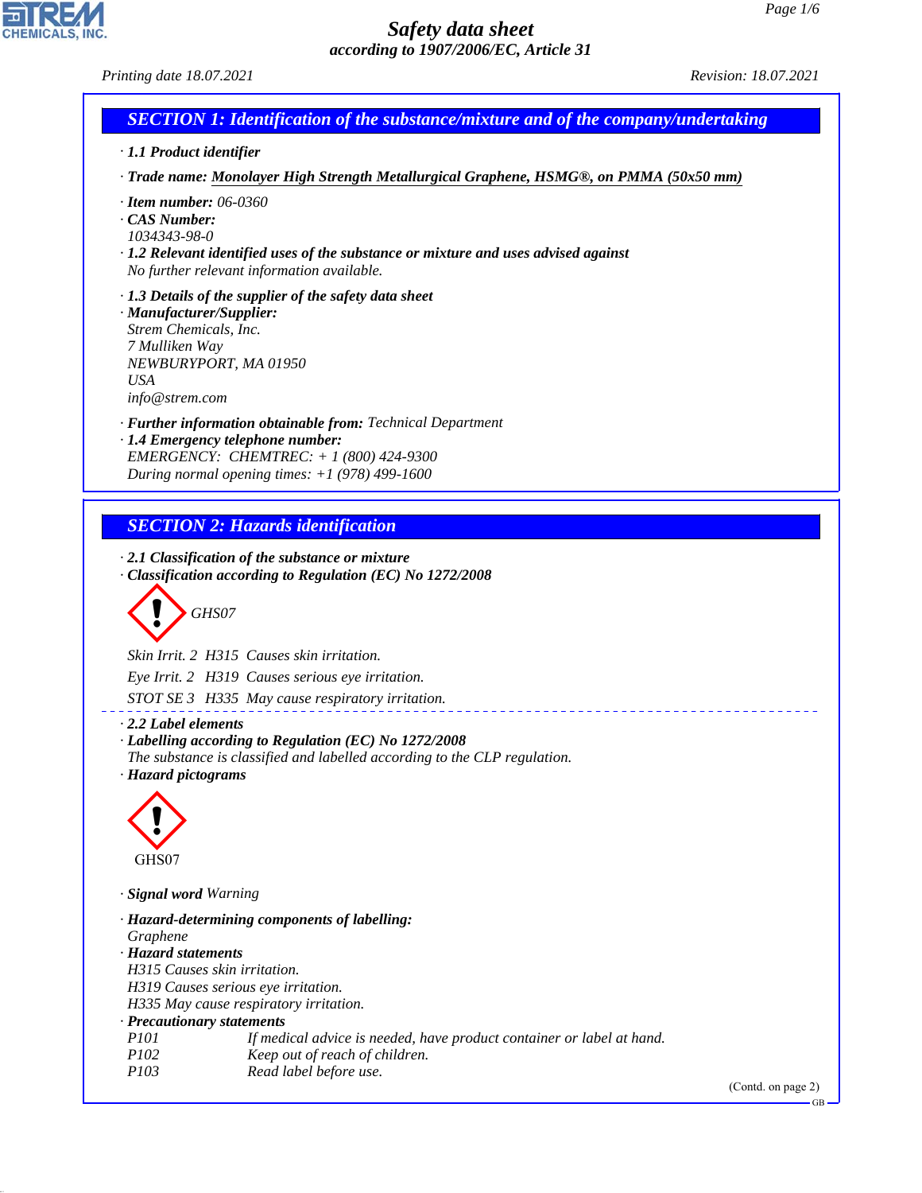# Safety data sheet

*according to 1907/2006/EC, Article 31*

Printing date 18.07.2021 Revision: 18.07.2021

## SECTION 1: Identification of the substance/mixture and of the company/undertaking

· **1.1 Product identifier**

· **Trade name:** Monolayer High Strength Metallurgical Graphene, HSMG®, on PMMA (50x50 mm)

· **Item number:** 06-0360

· **CAS Number:**
1034343-98-0

· **1.2 Relevant identified uses of the substance or mixture and uses advised against**
No further relevant information available.

· **1.3 Details of the supplier of the safety data sheet**

· **Manufacturer/Supplier:**
Strem Chemicals, Inc.
7 Mulliken Way
NEWBURYPORT, MA 01950
USA
info@strem.com

· **Further information obtainable from:** Technical Department

· **1.4 Emergency telephone number:**
EMERGENCY: CHEMTREC: + 1 (800) 424-9300
During normal opening times: +1 (978) 499-1600

## SECTION 2: Hazards identification

· **2.1 Classification of the substance or mixture**

· **Classification according to Regulation (EC) No 1272/2008**

GHS07

Skin Irrit. 2 H315 Causes skin irritation.

Eye Irrit. 2 H319 Causes serious eye irritation.

STOT SE 3 H335 May cause respiratory irritation.

· **2.2 Label elements**

· **Labelling according to Regulation (EC) No 1272/2008**
The substance is classified and labelled according to the CLP regulation.

· **Hazard pictograms**

GHS07

· **Signal word** Warning

· **Hazard-determining components of labelling:**
Graphene

· **Hazard statements**
H315 Causes skin irritation.
H319 Causes serious eye irritation.
H335 May cause respiratory irritation.

· **Precautionary statements**

| | |
|---|---|
| P101 | If medical advice is needed, have product container or label at hand. |
| P102 | Keep out of reach of children. |
| P103 | Read label before use. |

(Contd. on page 2)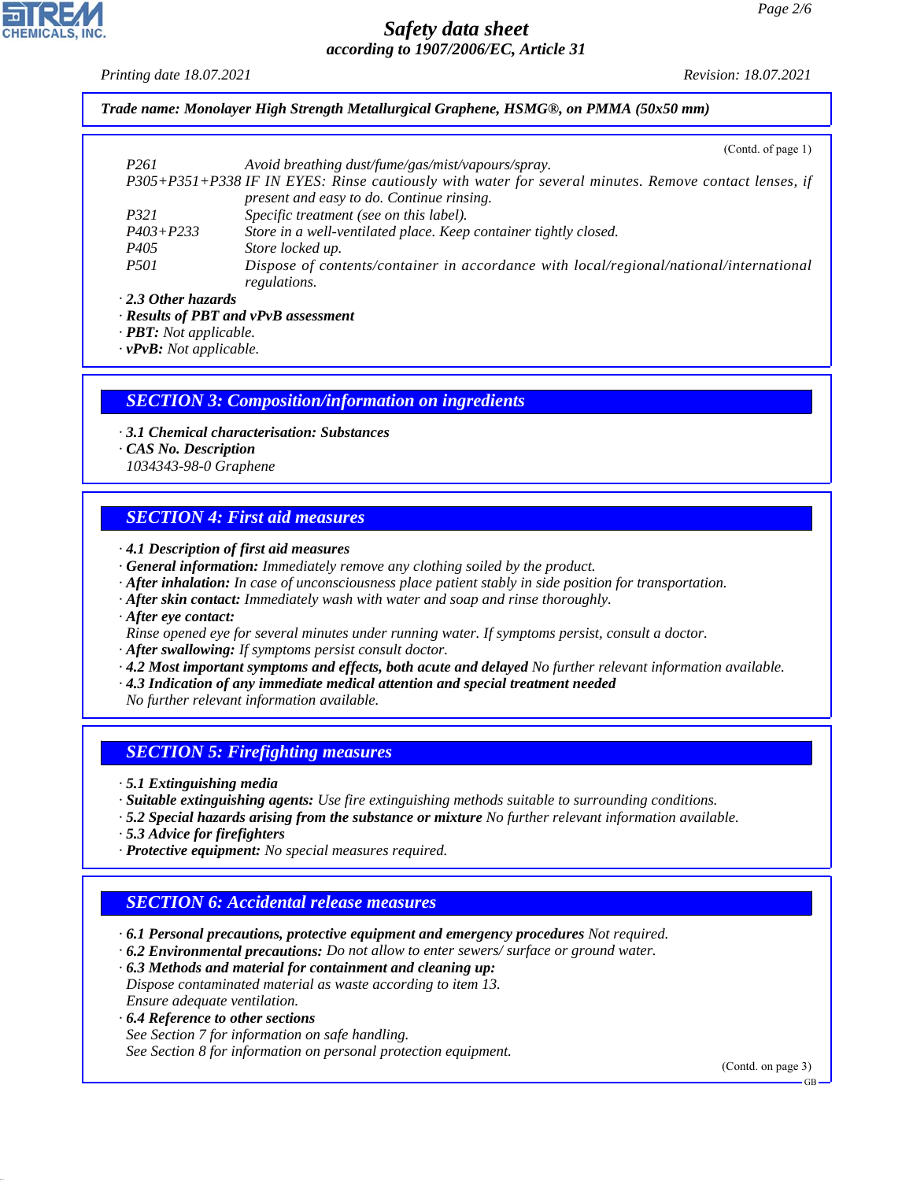**Trade name: Monolayer High Strength Metallurgical Graphene, HSMG®, on PMMA (50x50 mm)**

(Contd. of page 1)

| | |
|---|---|
| P261 | Avoid breathing dust/fume/gas/mist/vapours/spray. |
| P305+P351+P338 | IF IN EYES: Rinse cautiously with water for several minutes. Remove contact lenses, if present and easy to do. Continue rinsing. |
| P321 | Specific treatment (see on this label). |
| P403+P233 | Store in a well-ventilated place. Keep container tightly closed. |
| P405 | Store locked up. |
| P501 | Dispose of contents/container in accordance with local/regional/national/international regulations. |

· **2.3 Other hazards**
· **Results of PBT and vPvB assessment**
· **PBT:** Not applicable.
· **vPvB:** Not applicable.

## SECTION 3: Composition/information on ingredients

· **3.1 Chemical characterisation: Substances**
· **CAS No. Description**
1034343-98-0 Graphene

## SECTION 4: First aid measures

· **4.1 Description of first aid measures**
· **General information:** Immediately remove any clothing soiled by the product.
· **After inhalation:** In case of unconsciousness place patient stably in side position for transportation.
· **After skin contact:** Immediately wash with water and soap and rinse thoroughly.
· **After eye contact:**
Rinse opened eye for several minutes under running water. If symptoms persist, consult a doctor.
· **After swallowing:** If symptoms persist consult doctor.
· **4.2 Most important symptoms and effects, both acute and delayed** No further relevant information available.
· **4.3 Indication of any immediate medical attention and special treatment needed**
No further relevant information available.

## SECTION 5: Firefighting measures

· **5.1 Extinguishing media**
· **Suitable extinguishing agents:** Use fire extinguishing methods suitable to surrounding conditions.
· **5.2 Special hazards arising from the substance or mixture** No further relevant information available.
· **5.3 Advice for firefighters**
· **Protective equipment:** No special measures required.

## SECTION 6: Accidental release measures

· **6.1 Personal precautions, protective equipment and emergency procedures** Not required.
· **6.2 Environmental precautions:** Do not allow to enter sewers/ surface or ground water.
· **6.3 Methods and material for containment and cleaning up:**
Dispose contaminated material as waste according to item 13.
Ensure adequate ventilation.
· **6.4 Reference to other sections**
See Section 7 for information on safe handling.
See Section 8 for information on personal protection equipment.

(Contd. on page 3)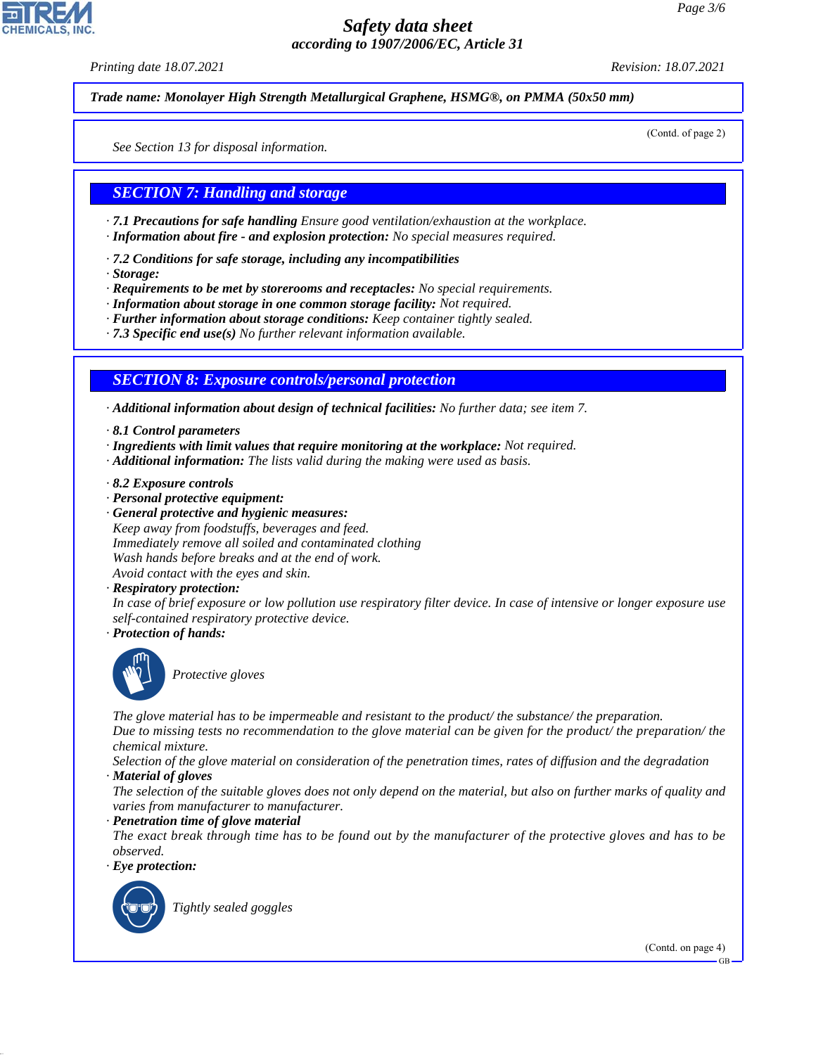*Trade name: Monolayer High Strength Metallurgical Graphene, HSMG®, on PMMA (50x50 mm)*

(Contd. of page 2)

*See Section 13 for disposal information.*

## SECTION 7: Handling and storage

· ***7.1 Precautions for safe handling*** *Ensure good ventilation/exhaustion at the workplace.*
· ***Information about fire - and explosion protection:*** *No special measures required.*

· ***7.2 Conditions for safe storage, including any incompatibilities***
· ***Storage:***
· ***Requirements to be met by storerooms and receptacles:*** *No special requirements.*
· ***Information about storage in one common storage facility:*** *Not required.*
· ***Further information about storage conditions:*** *Keep container tightly sealed.*
· ***7.3 Specific end use(s)*** *No further relevant information available.*

## SECTION 8: Exposure controls/personal protection

· ***Additional information about design of technical facilities:*** *No further data; see item 7.*

· ***8.1 Control parameters***
· ***Ingredients with limit values that require monitoring at the workplace:*** *Not required.*
· ***Additional information:*** *The lists valid during the making were used as basis.*

· ***8.2 Exposure controls***
· ***Personal protective equipment:***
· ***General protective and hygienic measures:***
*Keep away from foodstuffs, beverages and feed.*
*Immediately remove all soiled and contaminated clothing*
*Wash hands before breaks and at the end of work.*
*Avoid contact with the eyes and skin.*
· ***Respiratory protection:***
*In case of brief exposure or low pollution use respiratory filter device. In case of intensive or longer exposure use self-contained respiratory protective device.*
· ***Protection of hands:***

*Protective gloves*

*The glove material has to be impermeable and resistant to the product/ the substance/ the preparation.*
*Due to missing tests no recommendation to the glove material can be given for the product/ the preparation/ the chemical mixture.*
*Selection of the glove material on consideration of the penetration times, rates of diffusion and the degradation*
· ***Material of gloves***
*The selection of the suitable gloves does not only depend on the material, but also on further marks of quality and varies from manufacturer to manufacturer.*
· ***Penetration time of glove material***
*The exact break through time has to be found out by the manufacturer of the protective gloves and has to be observed.*
· ***Eye protection:***

*Tightly sealed goggles*

(Contd. on page 4)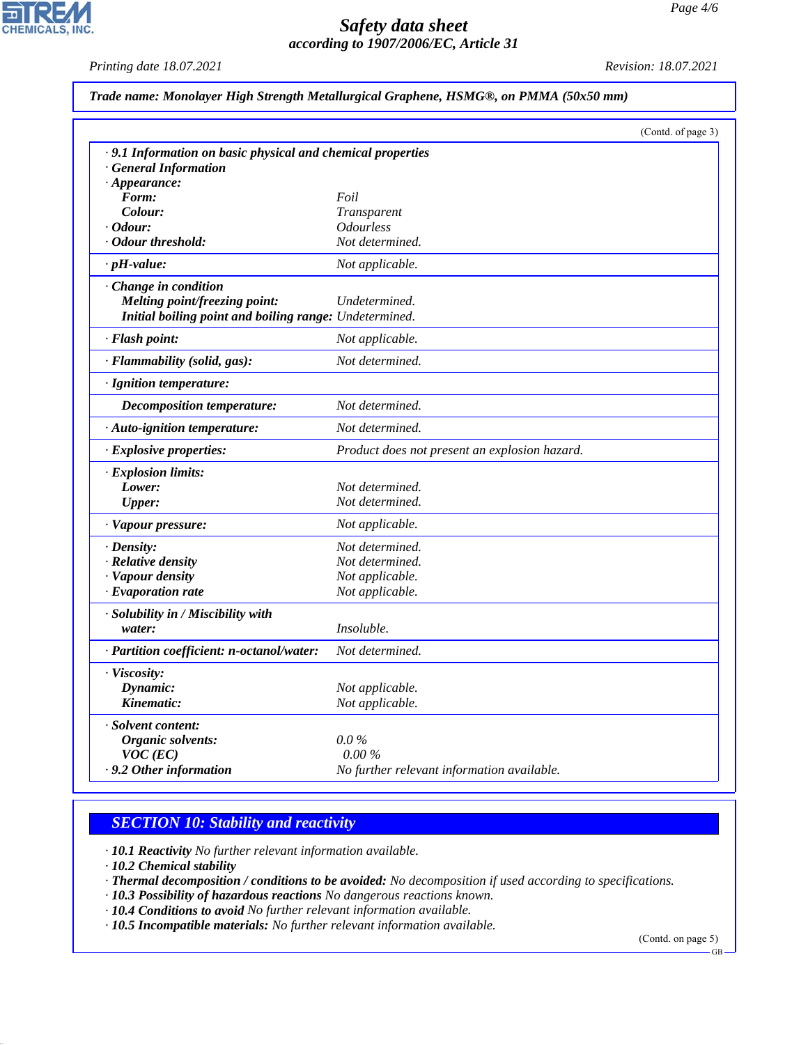**Trade name: Monolayer High Strength Metallurgical Graphene, HSMG®, on PMMA (50x50 mm)**

(Contd. of page 3)

| | |
|---|---|
| **· 9.1 Information on basic physical and chemical properties** | |
| **· General Information** | |
| **· Appearance:** | |
| **Form:** | Foil |
| **Colour:** | Transparent |
| **· Odour:** | Odourless |
| **· Odour threshold:** | Not determined. |
| **· pH-value:** | Not applicable. |
| **· Change in condition** | |
| **Melting point/freezing point:** | Undetermined. |
| **Initial boiling point and boiling range:** | Undetermined. |
| **· Flash point:** | Not applicable. |
| **· Flammability (solid, gas):** | Not determined. |
| **· Ignition temperature:** | |
| **Decomposition temperature:** | Not determined. |
| **· Auto-ignition temperature:** | Not determined. |
| **· Explosive properties:** | Product does not present an explosion hazard. |
| **· Explosion limits:** | |
| **Lower:** | Not determined. |
| **Upper:** | Not determined. |
| **· Vapour pressure:** | Not applicable. |
| **· Density:** | Not determined. |
| **· Relative density** | Not determined. |
| **· Vapour density** | Not applicable. |
| **· Evaporation rate** | Not applicable. |
| **· Solubility in / Miscibility with** | |
| **water:** | Insoluble. |
| **· Partition coefficient: n-octanol/water:** | Not determined. |
| **· Viscosity:** | |
| **Dynamic:** | Not applicable. |
| **Kinematic:** | Not applicable. |
| **· Solvent content:** | |
| **Organic solvents:** | 0.0 % |
| **VOC (EC)** | 0.00 % |
| **· 9.2 Other information** | No further relevant information available. |

## SECTION 10: Stability and reactivity

· **10.1 Reactivity** No further relevant information available.
· **10.2 Chemical stability**
· **Thermal decomposition / conditions to be avoided:** No decomposition if used according to specifications.
· **10.3 Possibility of hazardous reactions** No dangerous reactions known.
· **10.4 Conditions to avoid** No further relevant information available.
· **10.5 Incompatible materials:** No further relevant information available.

(Contd. on page 5)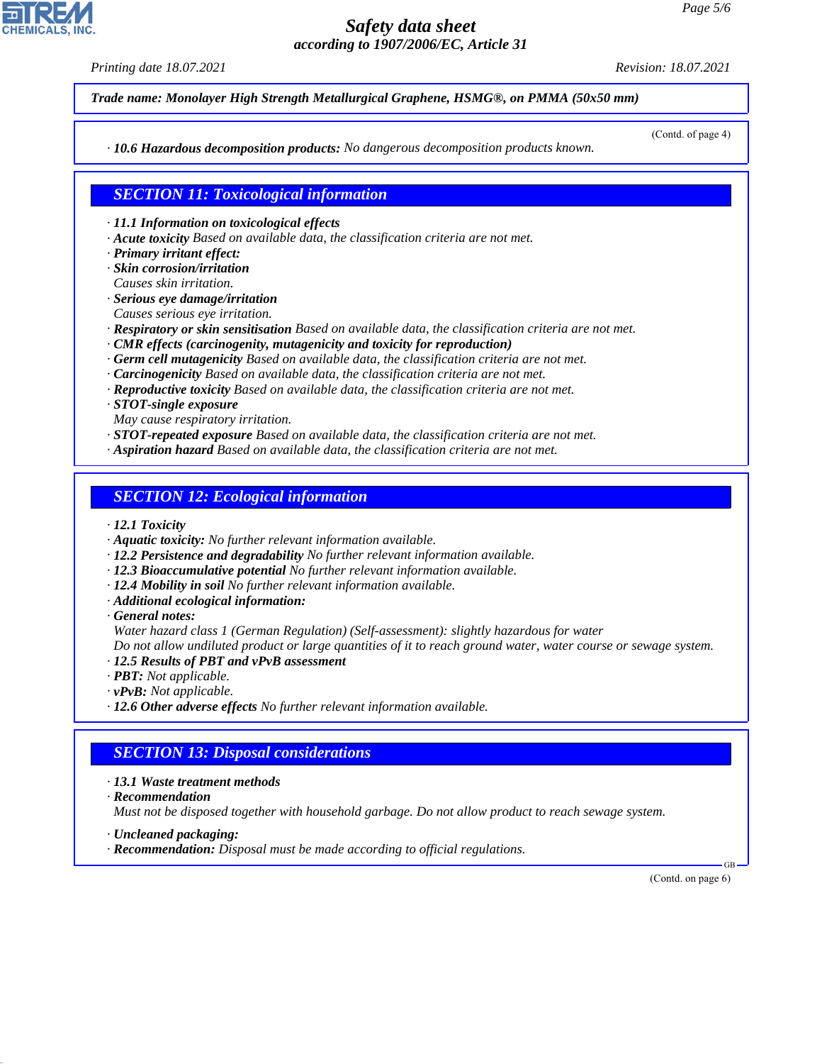**Trade name: Monolayer High Strength Metallurgical Graphene, HSMG®, on PMMA (50x50 mm)**

(Contd. of page 4)

· **10.6 Hazardous decomposition products:** No dangerous decomposition products known.

## SECTION 11: Toxicological information

· **11.1 Information on toxicological effects**
· **Acute toxicity** Based on available data, the classification criteria are not met.
· **Primary irritant effect:**
· **Skin corrosion/irritation**
Causes skin irritation.
· **Serious eye damage/irritation**
Causes serious eye irritation.
· **Respiratory or skin sensitisation** Based on available data, the classification criteria are not met.
· **CMR effects (carcinogenity, mutagenicity and toxicity for reproduction)**
· **Germ cell mutagenicity** Based on available data, the classification criteria are not met.
· **Carcinogenicity** Based on available data, the classification criteria are not met.
· **Reproductive toxicity** Based on available data, the classification criteria are not met.
· **STOT-single exposure**
May cause respiratory irritation.
· **STOT-repeated exposure** Based on available data, the classification criteria are not met.
· **Aspiration hazard** Based on available data, the classification criteria are not met.

## SECTION 12: Ecological information

· **12.1 Toxicity**
· **Aquatic toxicity:** No further relevant information available.
· **12.2 Persistence and degradability** No further relevant information available.
· **12.3 Bioaccumulative potential** No further relevant information available.
· **12.4 Mobility in soil** No further relevant information available.
· **Additional ecological information:**
· **General notes:**
Water hazard class 1 (German Regulation) (Self-assessment): slightly hazardous for water
Do not allow undiluted product or large quantities of it to reach ground water, water course or sewage system.
· **12.5 Results of PBT and vPvB assessment**
· **PBT:** Not applicable.
· **vPvB:** Not applicable.
· **12.6 Other adverse effects** No further relevant information available.

## SECTION 13: Disposal considerations

· **13.1 Waste treatment methods**
· **Recommendation**
Must not be disposed together with household garbage. Do not allow product to reach sewage system.

· **Uncleaned packaging:**
· **Recommendation:** Disposal must be made according to official regulations.

(Contd. on page 6)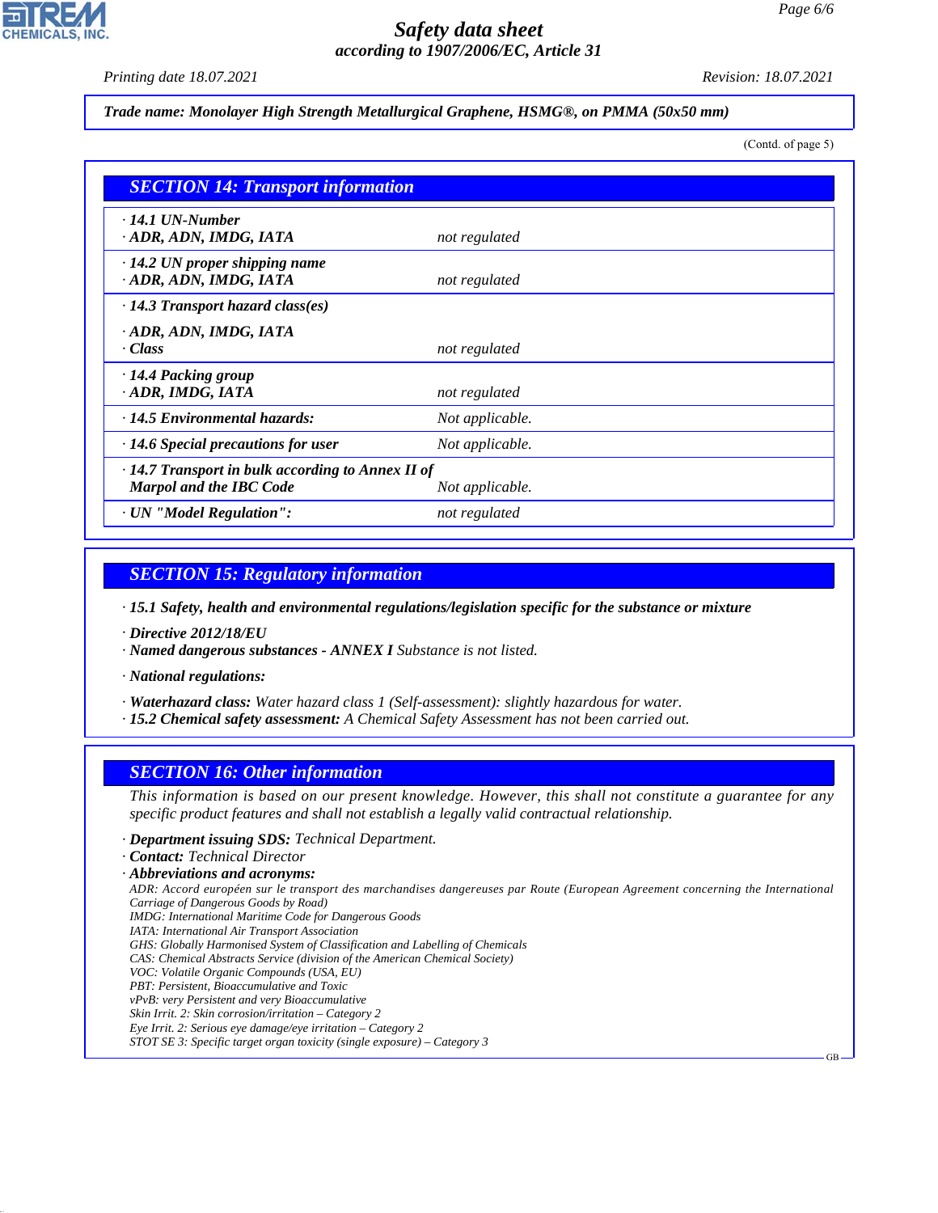**Trade name: Monolayer High Strength Metallurgical Graphene, HSMG®, on PMMA (50x50 mm)**

(Contd. of page 5)

## SECTION 14: Transport information

| | |
|---|---|
| · **14.1 UN-Number**<br>· **ADR, ADN, IMDG, IATA** | not regulated |
| · **14.2 UN proper shipping name**<br>· **ADR, ADN, IMDG, IATA** | not regulated |
| · **14.3 Transport hazard class(es)**<br>· **ADR, ADN, IMDG, IATA**<br>· **Class** | not regulated |
| · **14.4 Packing group**<br>· **ADR, IMDG, IATA** | not regulated |
| · **14.5 Environmental hazards:** | Not applicable. |
| · **14.6 Special precautions for user** | Not applicable. |
| · **14.7 Transport in bulk according to Annex II of Marpol and the IBC Code** | Not applicable. |
| · **UN "Model Regulation":** | not regulated |

## SECTION 15: Regulatory information

· **15.1 Safety, health and environmental regulations/legislation specific for the substance or mixture**

· **Directive 2012/18/EU**
· **Named dangerous substances - ANNEX I** Substance is not listed.

· **National regulations:**

· **Waterhazard class:** Water hazard class 1 (Self-assessment): slightly hazardous for water.
· **15.2 Chemical safety assessment:** A Chemical Safety Assessment has not been carried out.

## SECTION 16: Other information

This information is based on our present knowledge. However, this shall not constitute a guarantee for any specific product features and shall not establish a legally valid contractual relationship.

· **Department issuing SDS:** Technical Department.
· **Contact:** Technical Director
· **Abbreviations and acronyms:**
ADR: Accord européen sur le transport des marchandises dangereuses par Route (European Agreement concerning the International Carriage of Dangerous Goods by Road)
IMDG: International Maritime Code for Dangerous Goods
IATA: International Air Transport Association
GHS: Globally Harmonised System of Classification and Labelling of Chemicals
CAS: Chemical Abstracts Service (division of the American Chemical Society)
VOC: Volatile Organic Compounds (USA, EU)
PBT: Persistent, Bioaccumulative and Toxic
vPvB: very Persistent and very Bioaccumulative
Skin Irrit. 2: Skin corrosion/irritation – Category 2
Eye Irrit. 2: Serious eye damage/eye irritation – Category 2
STOT SE 3: Specific target organ toxicity (single exposure) – Category 3